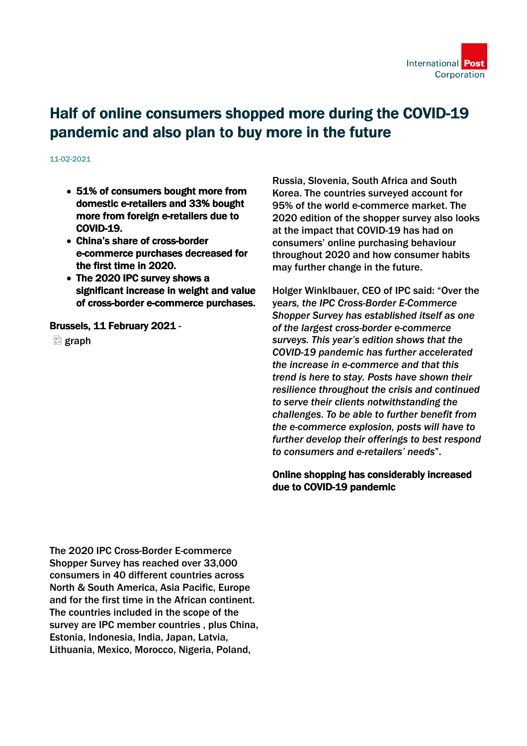# Half of online consumers shopped more during the COVID-19 pandemic and also plan to buy more in the future

11-02-2021

- **51% of consumers bought more from domestic e-retailers and 33% bought more from foreign e-retailers due to COVID-19.**
- **China's share of cross-border e-commerce purchases decreased for the first time in 2020.**
- **The 2020 IPC survey shows a significant increase in weight and value of cross-border e-commerce purchases.**

**Brussels, 11 February 2021** -

graph

The 2020 IPC Cross-Border E-commerce Shopper Survey has reached over 33,000 consumers in 40 different countries across North & South America, Asia Pacific, Europe and for the first time in the African continent. The countries included in the scope of the survey are IPC member countries , plus China, Estonia, Indonesia, India, Japan, Latvia, Lithuania, Mexico, Morocco, Nigeria, Poland, Russia, Slovenia, South Africa and South Korea. The countries surveyed account for 95% of the world e-commerce market. The 2020 edition of the shopper survey also looks at the impact that COVID-19 has had on consumers' online purchasing behaviour throughout 2020 and how consumer habits may further change in the future.

Holger Winklbauer, CEO of IPC said: "Over the years, *the IPC Cross-Border E-Commerce Shopper Survey has established itself as one of the largest cross-border e-commerce surveys. This year's edition shows that the COVID-19 pandemic has further accelerated the increase in e-commerce and that this trend is here to stay. Posts have shown their resilience throughout the crisis and continued to serve their clients notwithstanding the challenges. To be able to further benefit from the e-commerce explosion, posts will have to further develop their offerings to best respond to consumers and e-retailers' needs*".

**Online shopping has considerably increased due to COVID-19 pandemic**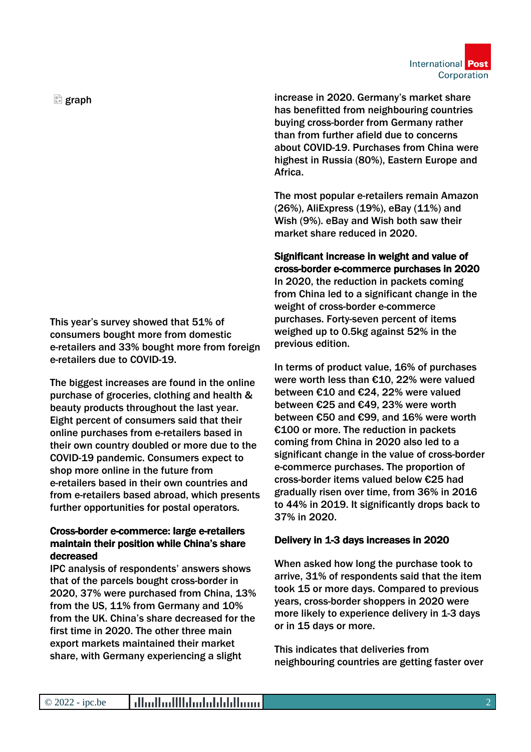graph

This year's survey showed that 51% of consumers bought more from domestic e-retailers and 33% bought more from foreign e-retailers due to COVID-19.

The biggest increases are found in the online purchase of groceries, clothing and health & beauty products throughout the last year. Eight percent of consumers said that their online purchases from e-retailers based in their own country doubled or more due to the COVID-19 pandemic. Consumers expect to shop more online in the future from e-retailers based in their own countries and from e-retailers based abroad, which presents further opportunities for postal operators.

**Cross-border e-commerce: large e-retailers maintain their position while China's share decreased**

IPC analysis of respondents' answers shows that of the parcels bought cross-border in 2020, 37% were purchased from China, 13% from the US, 11% from Germany and 10% from the UK. China's share decreased for the first time in 2020. The other three main export markets maintained their market share, with Germany experiencing a slight increase in 2020. Germany's market share has benefitted from neighbouring countries buying cross-border from Germany rather than from further afield due to concerns about COVID-19. Purchases from China were highest in Russia (80%), Eastern Europe and Africa.

The most popular e-retailers remain Amazon (26%), AliExpress (19%), eBay (11%) and Wish (9%). eBay and Wish both saw their market share reduced in 2020.

**Significant increase in weight and value of cross-border e-commerce purchases in 2020**

In 2020, the reduction in packets coming from China led to a significant change in the weight of cross-border e-commerce purchases. Forty-seven percent of items weighed up to 0.5kg against 52% in the previous edition.

In terms of product value, 16% of purchases were worth less than €10, 22% were valued between €10 and €24, 22% were valued between €25 and €49, 23% were worth between €50 and €99, and 16% were worth €100 or more. The reduction in packets coming from China in 2020 also led to a significant change in the value of cross-border e-commerce purchases. The proportion of cross-border items valued below €25 had gradually risen over time, from 36% in 2016 to 44% in 2019. It significantly drops back to 37% in 2020.

**Delivery in 1-3 days increases in 2020**

When asked how long the purchase took to arrive, 31% of respondents said that the item took 15 or more days. Compared to previous years, cross-border shoppers in 2020 were more likely to experience delivery in 1-3 days or in 15 days or more.

This indicates that deliveries from neighbouring countries are getting faster over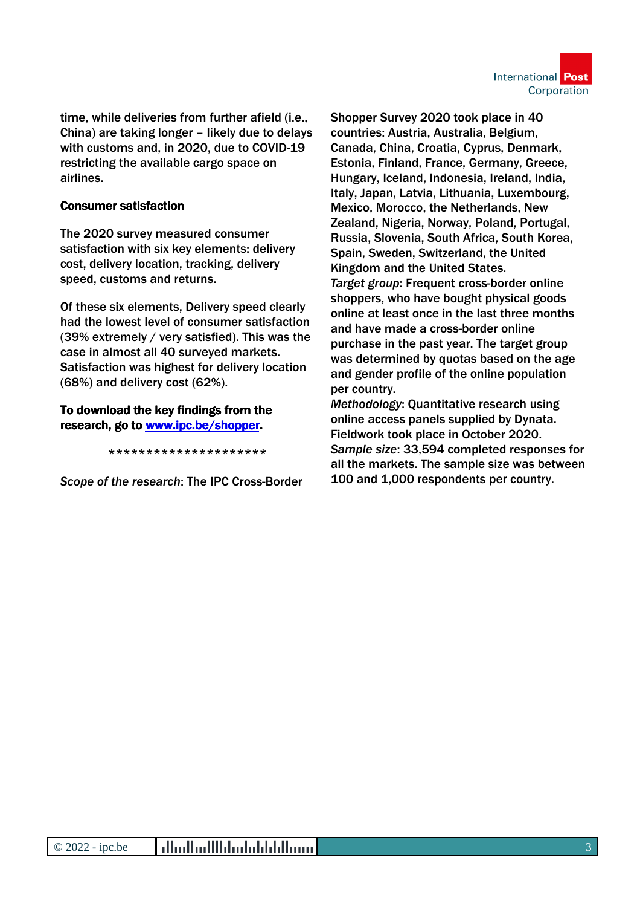time, while deliveries from further afield (i.e., China) are taking longer – likely due to delays with customs and, in 2020, due to COVID-19 restricting the available cargo space on airlines.

**Consumer satisfaction**

The 2020 survey measured consumer satisfaction with six key elements: delivery cost, delivery location, tracking, delivery speed, customs and returns.

Of these six elements, Delivery speed clearly had the lowest level of consumer satisfaction (39% extremely / very satisfied). This was the case in almost all 40 surveyed markets. Satisfaction was highest for delivery location (68%) and delivery cost (62%).

**To download the key findings from the research, go to [www.ipc.be/shopper](http://www.ipc.be/shopper).**

*********************

*Scope of the research*: The IPC Cross-Border Shopper Survey 2020 took place in 40 countries: Austria, Australia, Belgium, Canada, China, Croatia, Cyprus, Denmark, Estonia, Finland, France, Germany, Greece, Hungary, Iceland, Indonesia, Ireland, India, Italy, Japan, Latvia, Lithuania, Luxembourg, Mexico, Morocco, the Netherlands, New Zealand, Nigeria, Norway, Poland, Portugal, Russia, Slovenia, South Africa, South Korea, Spain, Sweden, Switzerland, the United Kingdom and the United States.

*Target group*: Frequent cross-border online shoppers, who have bought physical goods online at least once in the last three months and have made a cross-border online purchase in the past year. The target group was determined by quotas based on the age and gender profile of the online population per country.

*Methodology*: Quantitative research using online access panels supplied by Dynata. Fieldwork took place in October 2020.

*Sample size*: 33,594 completed responses for all the markets. The sample size was between 100 and 1,000 respondents per country.